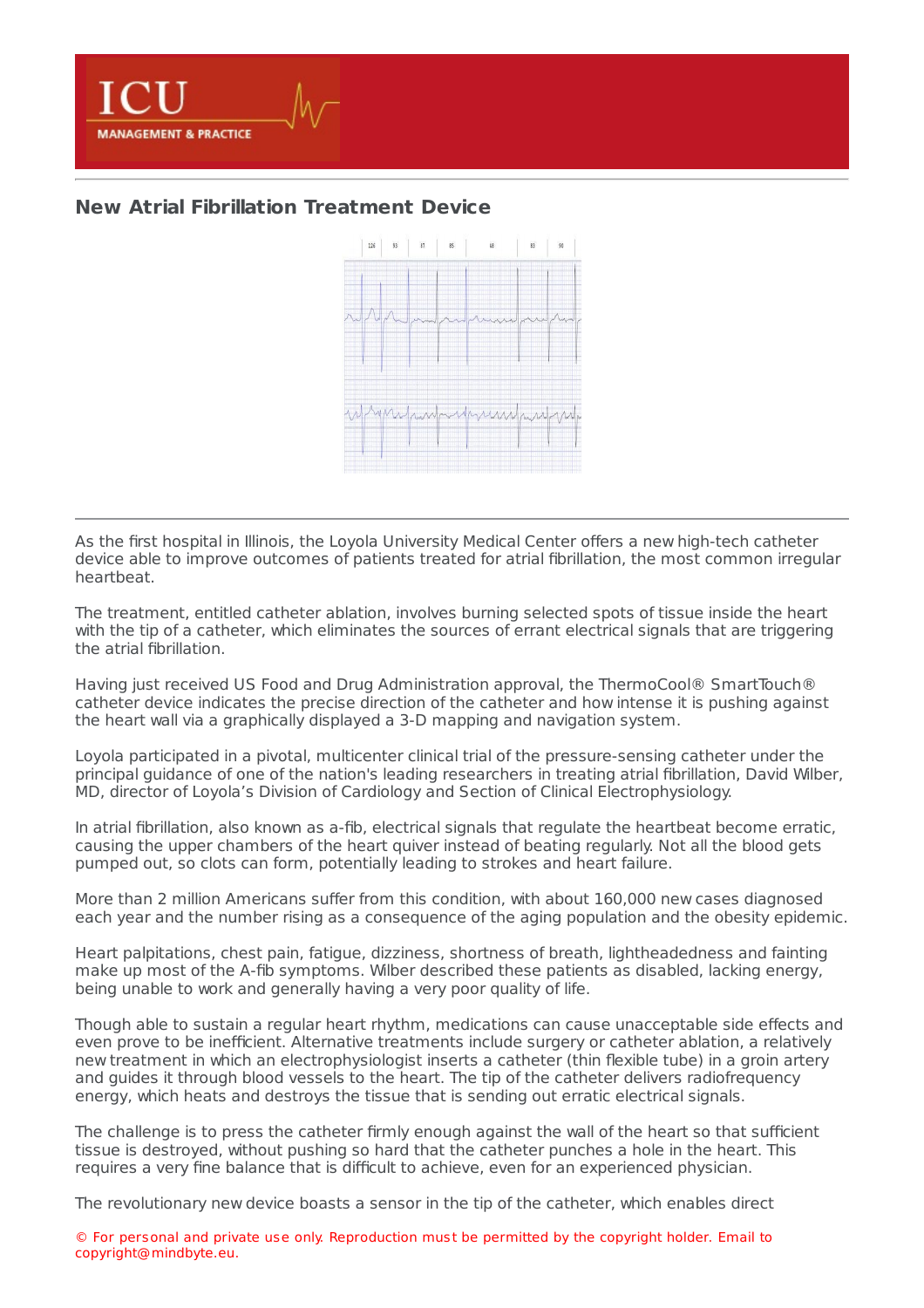## New Atrial Fibrillation Treatment Device

As the first hospital in Illinois, the Loyola University Medical Center offers a new high-tech catheter device able to improve outcomes of patients treated for atrial fibrillation, the most common irregular heartbeat.

The treatment, entitled catheter ablation, involves burning selected spots of tissue inside the heart with the tip of a catheter, which eliminates the sources of errant electrical signals that are triggering the atrial fibrillation.

Having just received US Food and Drug Administration approval, the ThermoCool® SmartTouch® catheter device indicates the precise direction of the catheter and how intense it is pushing against the heart wall via a graphically displayed a 3-D mapping and navigation system.

Loyola participated in a pivotal, multicenter clinical trial of the pressure-sensing catheter under the principal guidance of one of the nation's leading researchers in treating atrial fibrillation, David Wilber, MD, director of Loyola's Division of Cardiology and Section of Clinical Electrophysiology.

In atrial fibrillation, also known as a-fib, electrical signals that regulate the heartbeat become erratic, causing the upper chambers of the heart quiver instead of beating regularly. Not all the blood gets pumped out, so clots can form, potentially leading to strokes and heart failure.

More than 2 million Americans suffer from this condition, with about 160,000 new cases diagnosed each year and the number rising as a consequence of the aging population and the obesity epidemic.

Heart palpitations, chest pain, fatigue, dizziness, shortness of breath, lightheadedness and fainting make up most of the A-fib symptoms. Wilber described these patients as disabled, lacking energy, being unable to work and generally having a very poor quality of life.

Though able to sustain a regular heart rhythm, medications can cause unacceptable side effects and even prove to be inefficient. Alternative treatments include surgery or catheter ablation, a relatively new treatment in which an electrophysiologist inserts a catheter (thin flexible tube) in a groin artery and guides it through blood vessels to the heart. The tip of the catheter delivers radiofrequency energy, which heats and destroys the tissue that is sending out erratic electrical signals.

The challenge is to press the catheter firmly enough against the wall of the heart so that sufficient tissue is destroyed, without pushing so hard that the catheter punches a hole in the heart. This requires a very fine balance that is difficult to achieve, even for an experienced physician.

The revolutionary new device boasts a sensor in the tip of the catheter, which enables direct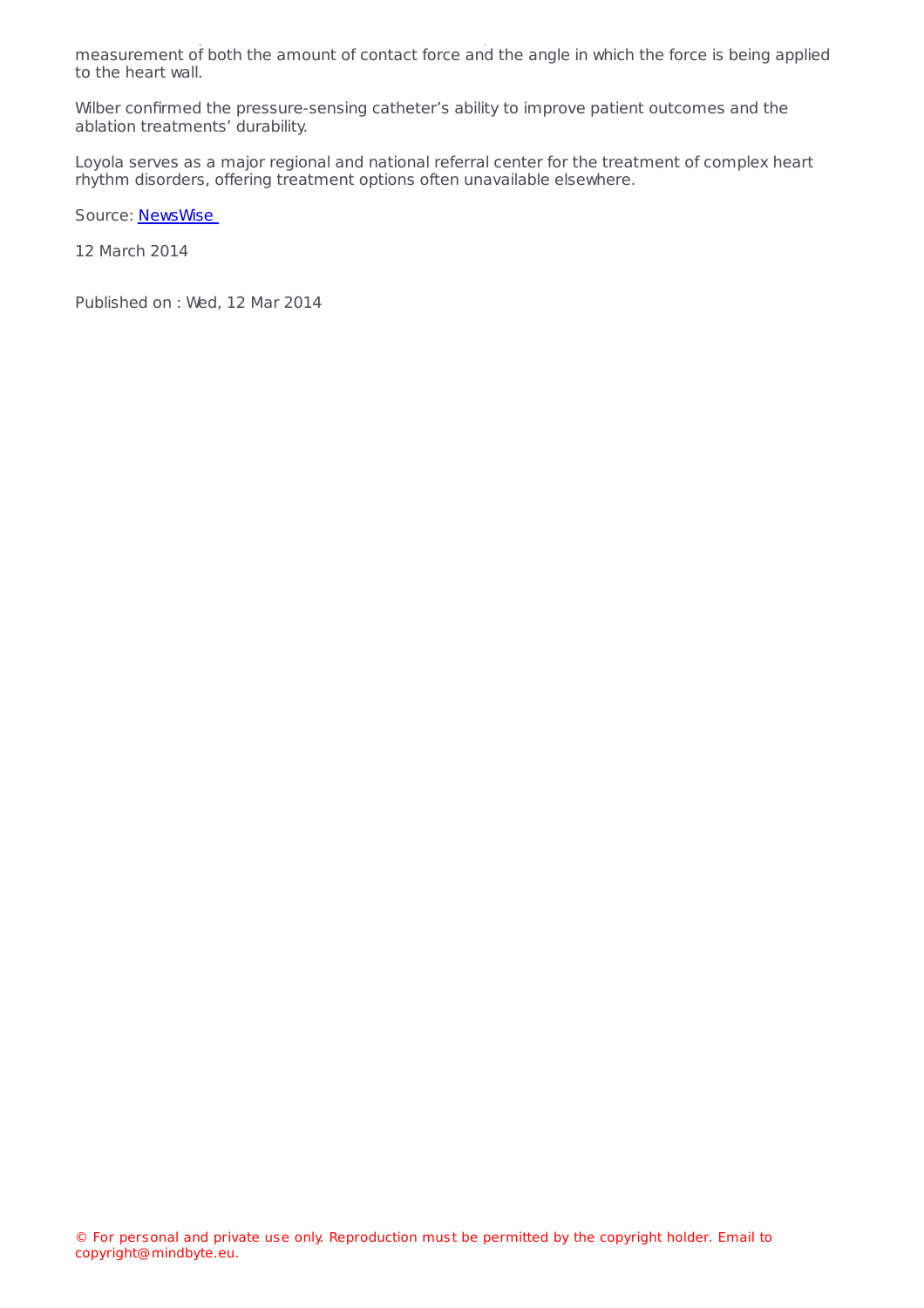measurement of both the amount of contact force and the angle in which the force is being applied to the heart wall.

Wilber confirmed the pressure-sensing catheter's ability to improve patient outcomes and the ablation treatments' durability.

Loyola serves as a major regional and national referral center for the treatment of complex heart rhythm disorders, offering treatment options often unavailable elsewhere.

Source: NewsWise

12 March 2014

Published on : Wed, 12 Mar 2014

© For personal and private use only. Reproduction must be permitted by the copyright holder. Email to copyright@mindbyte.eu.